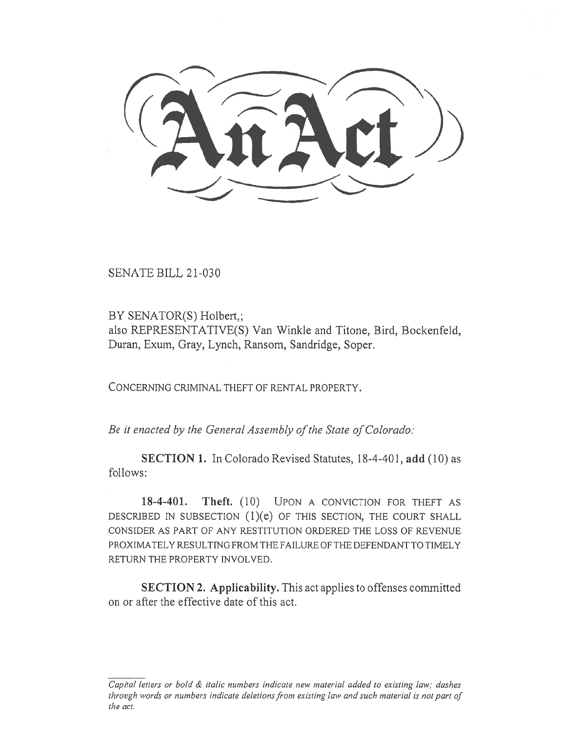# An Act

SENATE BILL 21-030

BY SENATOR(S) Holbert,;
also REPRESENTATIVE(S) Van Winkle and Titone, Bird, Bockenfeld, Duran, Exum, Gray, Lynch, Ransom, Sandridge, Soper.

CONCERNING CRIMINAL THEFT OF RENTAL PROPERTY.

*Be it enacted by the General Assembly of the State of Colorado:*

**SECTION 1.** In Colorado Revised Statutes, 18-4-401, **add** (10) as follows:

**18-4-401. Theft.** (10) UPON A CONVICTION FOR THEFT AS DESCRIBED IN SUBSECTION (1)(e) OF THIS SECTION, THE COURT SHALL CONSIDER AS PART OF ANY RESTITUTION ORDERED THE LOSS OF REVENUE PROXIMATELY RESULTING FROM THE FAILURE OF THE DEFENDANT TO TIMELY RETURN THE PROPERTY INVOLVED.

**SECTION 2. Applicability.** This act applies to offenses committed on or after the effective date of this act.

*Capital letters or bold & italic numbers indicate new material added to existing law; dashes through words or numbers indicate deletions from existing law and such material is not part of the act.*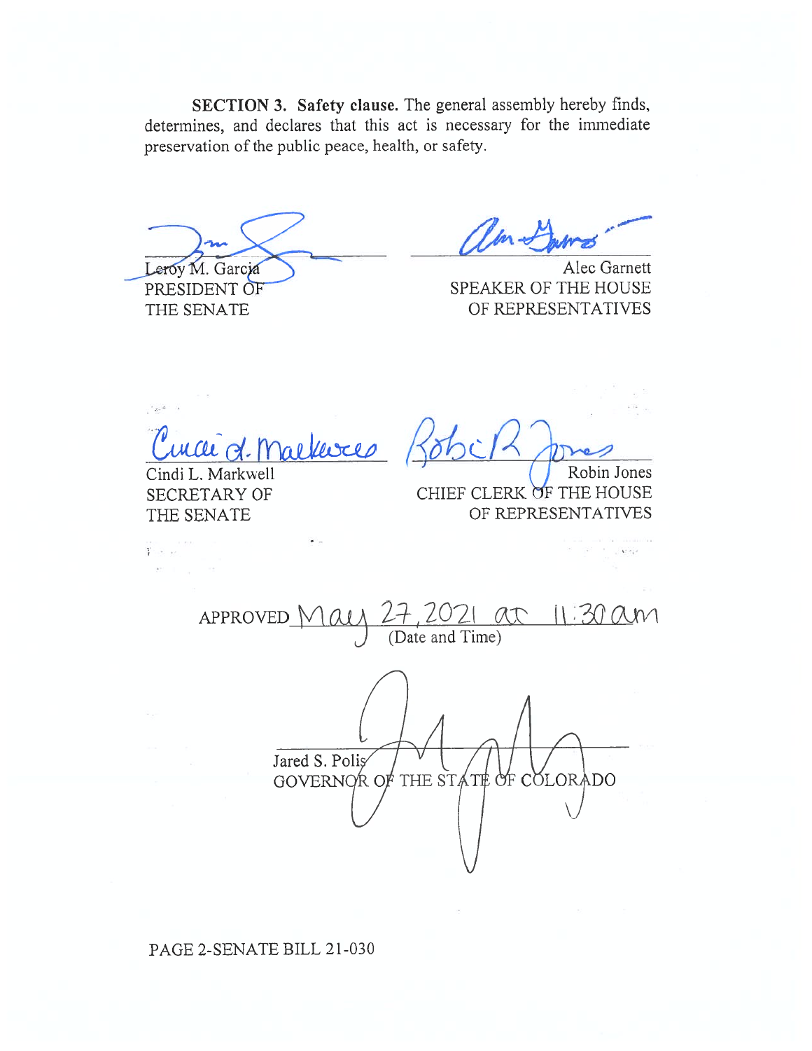**SECTION 3. Safety clause.** The general assembly hereby finds, determines, and declares that this act is necessary for the immediate preservation of the public peace, health, or safety.

Leroy M. Garcia
PRESIDENT OF
THE SENATE

Alec Garnett
SPEAKER OF THE HOUSE
OF REPRESENTATIVES

Cindi L. Markwell
SECRETARY OF
THE SENATE

Robin Jones
CHIEF CLERK OF THE HOUSE
OF REPRESENTATIVES

APPROVED May 27, 2021 at 11:30 am
(Date and Time)

Jared S. Polis
GOVERNOR OF THE STATE OF COLORADO

PAGE 2-SENATE BILL 21-030